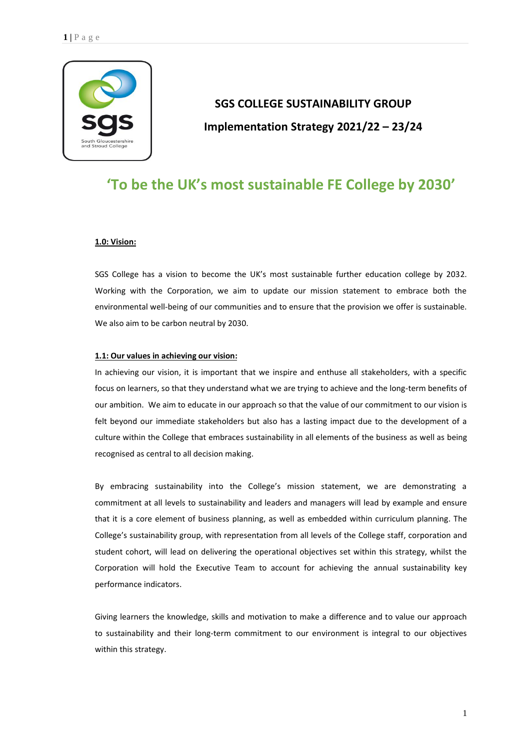# SGS COLLEGE SUSTAINABILITY GROUP

## Implementation Strategy 2021/22 – 23/24

## 'To be the UK's most sustainable FE College by 2030'

### 1.0: Vision:

SGS College has a vision to become the UK's most sustainable further education college by 2032. Working with the Corporation, we aim to update our mission statement to embrace both the environmental well-being of our communities and to ensure that the provision we offer is sustainable. We also aim to be carbon neutral by 2030.

### 1.1: Our values in achieving our vision:

In achieving our vision, it is important that we inspire and enthuse all stakeholders, with a specific focus on learners, so that they understand what we are trying to achieve and the long-term benefits of our ambition. We aim to educate in our approach so that the value of our commitment to our vision is felt beyond our immediate stakeholders but also has a lasting impact due to the development of a culture within the College that embraces sustainability in all elements of the business as well as being recognised as central to all decision making.

By embracing sustainability into the College's mission statement, we are demonstrating a commitment at all levels to sustainability and leaders and managers will lead by example and ensure that it is a core element of business planning, as well as embedded within curriculum planning. The College's sustainability group, with representation from all levels of the College staff, corporation and student cohort, will lead on delivering the operational objectives set within this strategy, whilst the Corporation will hold the Executive Team to account for achieving the annual sustainability key performance indicators.

Giving learners the knowledge, skills and motivation to make a difference and to value our approach to sustainability and their long-term commitment to our environment is integral to our objectives within this strategy.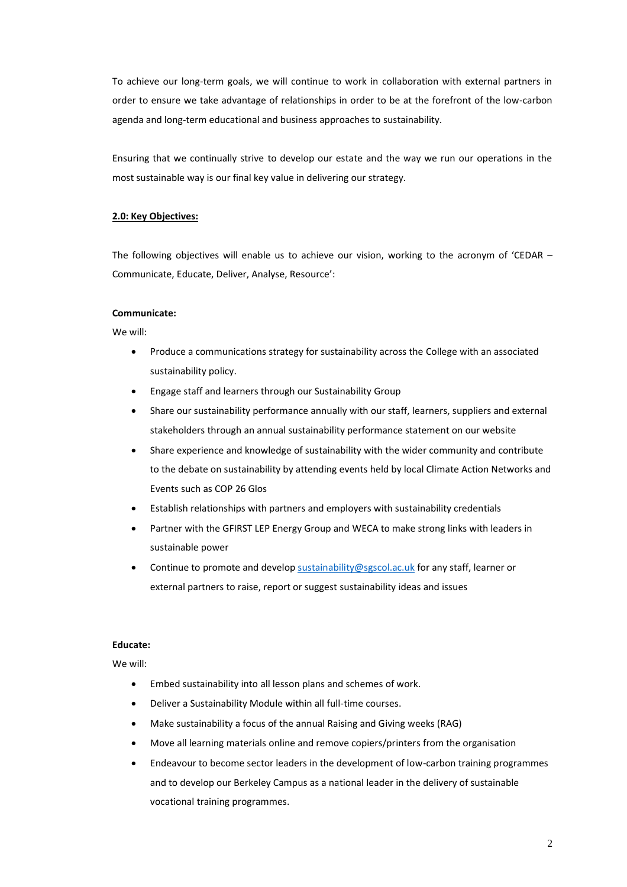To achieve our long-term goals, we will continue to work in collaboration with external partners in order to ensure we take advantage of relationships in order to be at the forefront of the low-carbon agenda and long-term educational and business approaches to sustainability.

Ensuring that we continually strive to develop our estate and the way we run our operations in the most sustainable way is our final key value in delivering our strategy.

## 2.0: Key Objectives:

The following objectives will enable us to achieve our vision, working to the acronym of 'CEDAR – Communicate, Educate, Deliver, Analyse, Resource':

**Communicate:**

We will:

- Produce a communications strategy for sustainability across the College with an associated sustainability policy.
- Engage staff and learners through our Sustainability Group
- Share our sustainability performance annually with our staff, learners, suppliers and external stakeholders through an annual sustainability performance statement on our website
- Share experience and knowledge of sustainability with the wider community and contribute to the debate on sustainability by attending events held by local Climate Action Networks and Events such as COP 26 Glos
- Establish relationships with partners and employers with sustainability credentials
- Partner with the GFIRST LEP Energy Group and WECA to make strong links with leaders in sustainable power
- Continue to promote and develop sustainability@sgscol.ac.uk for any staff, learner or external partners to raise, report or suggest sustainability ideas and issues

**Educate:**

We will:

- Embed sustainability into all lesson plans and schemes of work.
- Deliver a Sustainability Module within all full-time courses.
- Make sustainability a focus of the annual Raising and Giving weeks (RAG)
- Move all learning materials online and remove copiers/printers from the organisation
- Endeavour to become sector leaders in the development of low-carbon training programmes and to develop our Berkeley Campus as a national leader in the delivery of sustainable vocational training programmes.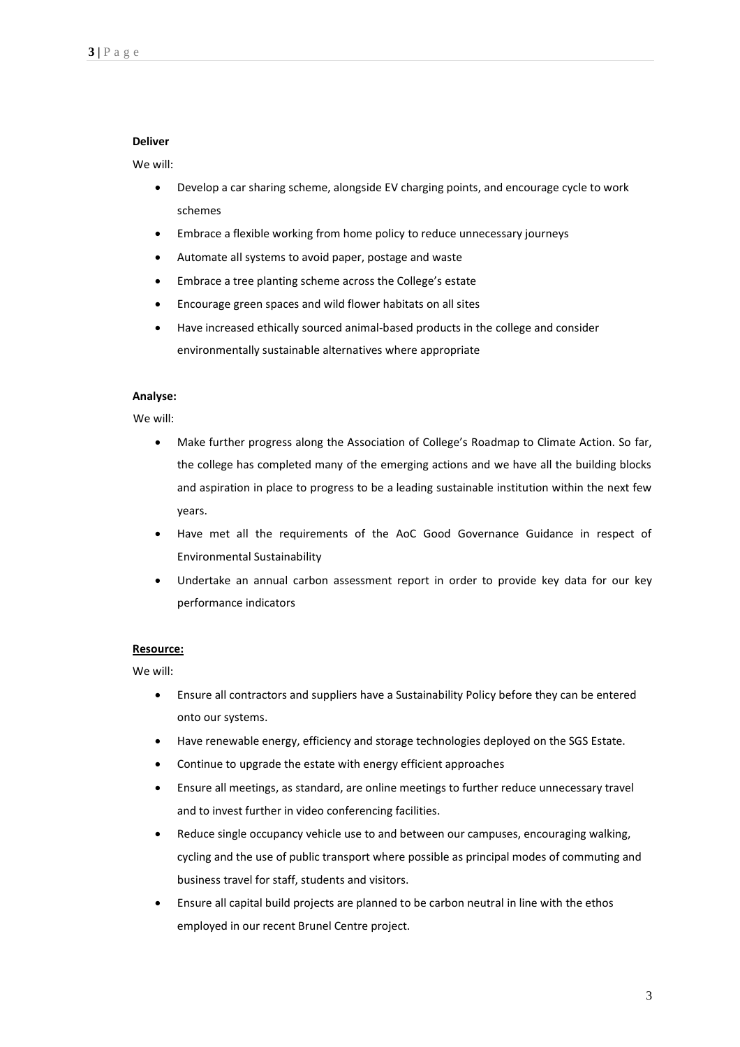**Deliver**

We will:

- Develop a car sharing scheme, alongside EV charging points, and encourage cycle to work schemes
- Embrace a flexible working from home policy to reduce unnecessary journeys
- Automate all systems to avoid paper, postage and waste
- Embrace a tree planting scheme across the College's estate
- Encourage green spaces and wild flower habitats on all sites
- Have increased ethically sourced animal-based products in the college and consider environmentally sustainable alternatives where appropriate

**Analyse:**

We will:

- Make further progress along the Association of College's Roadmap to Climate Action. So far, the college has completed many of the emerging actions and we have all the building blocks and aspiration in place to progress to be a leading sustainable institution within the next few years.
- Have met all the requirements of the AoC Good Governance Guidance in respect of Environmental Sustainability
- Undertake an annual carbon assessment report in order to provide key data for our key performance indicators

**Resource:**

We will:

- Ensure all contractors and suppliers have a Sustainability Policy before they can be entered onto our systems.
- Have renewable energy, efficiency and storage technologies deployed on the SGS Estate.
- Continue to upgrade the estate with energy efficient approaches
- Ensure all meetings, as standard, are online meetings to further reduce unnecessary travel and to invest further in video conferencing facilities.
- Reduce single occupancy vehicle use to and between our campuses, encouraging walking, cycling and the use of public transport where possible as principal modes of commuting and business travel for staff, students and visitors.
- Ensure all capital build projects are planned to be carbon neutral in line with the ethos employed in our recent Brunel Centre project.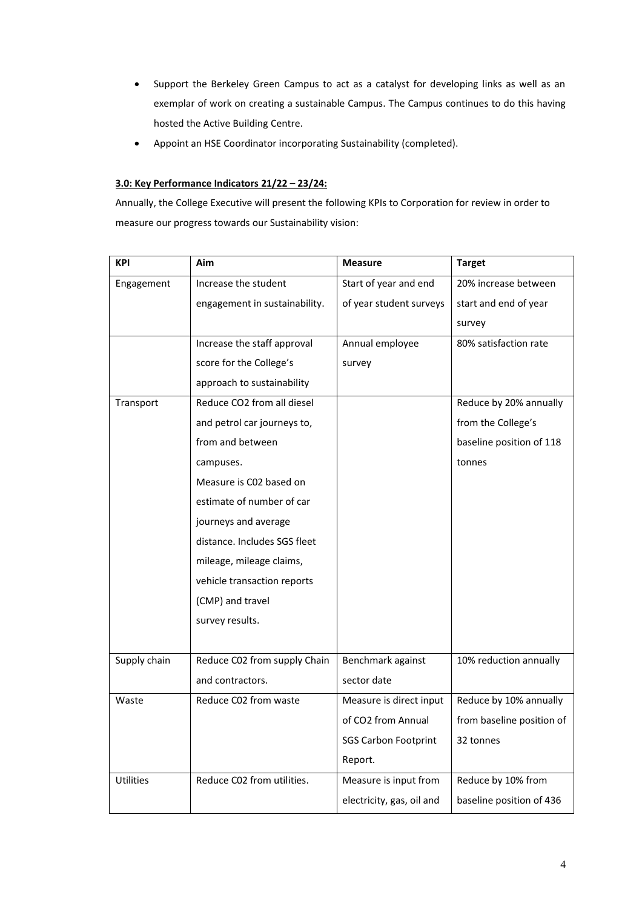- Support the Berkeley Green Campus to act as a catalyst for developing links as well as an exemplar of work on creating a sustainable Campus. The Campus continues to do this having hosted the Active Building Centre.
- Appoint an HSE Coordinator incorporating Sustainability (completed).

**3.0: Key Performance Indicators 21/22 – 23/24:**

Annually, the College Executive will present the following KPIs to Corporation for review in order to measure our progress towards our Sustainability vision:

| KPI | Aim | Measure | Target |
|---|---|---|---|
| Engagement | Increase the student engagement in sustainability. | Start of year and end of year student surveys | 20% increase between start and end of year survey |
| | Increase the staff approval score for the College's approach to sustainability | Annual employee survey | 80% satisfaction rate |
| Transport | Reduce CO2 from all diesel and petrol car journeys to, from and between campuses. Measure is C02 based on estimate of number of car journeys and average distance. Includes SGS fleet mileage, mileage claims, vehicle transaction reports (CMP) and travel survey results. | | Reduce by 20% annually from the College's baseline position of 118 tonnes |
| Supply chain | Reduce C02 from supply Chain and contractors. | Benchmark against sector date | 10% reduction annually |
| Waste | Reduce C02 from waste | Measure is direct input of CO2 from Annual SGS Carbon Footprint Report. | Reduce by 10% annually from baseline position of 32 tonnes |
| Utilities | Reduce C02 from utilities. | Measure is input from electricity, gas, oil and | Reduce by 10% from baseline position of 436 |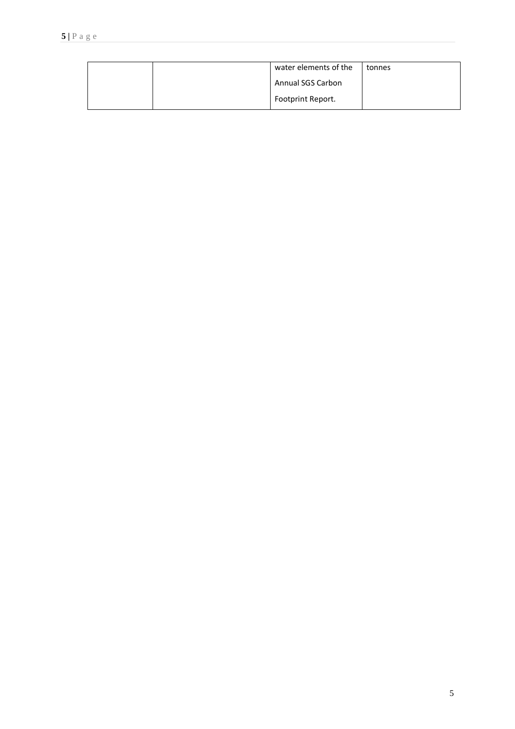| | | | |
|---|---|---|---|
| | | water elements of the Annual SGS Carbon Footprint Report. | tonnes |